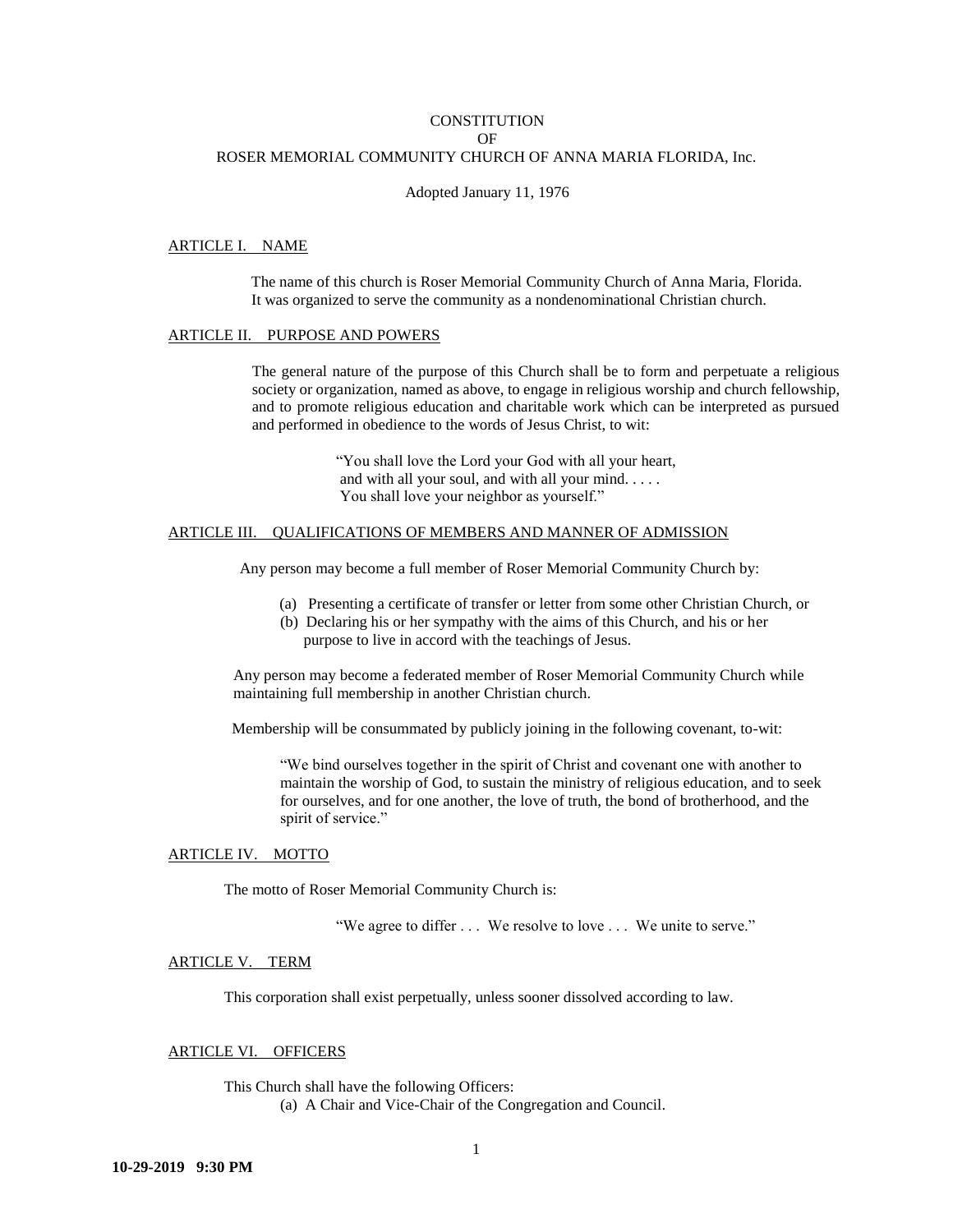# CONSTITUTION
# OF
# ROSER MEMORIAL COMMUNITY CHURCH OF ANNA MARIA FLORIDA, Inc.

Adopted January 11, 1976

## ARTICLE I. NAME

The name of this church is Roser Memorial Community Church of Anna Maria, Florida. It was organized to serve the community as a nondenominational Christian church.

## ARTICLE II. PURPOSE AND POWERS

The general nature of the purpose of this Church shall be to form and perpetuate a religious society or organization, named as above, to engage in religious worship and church fellowship, and to promote religious education and charitable work which can be interpreted as pursued and performed in obedience to the words of Jesus Christ, to wit:

> "You shall love the Lord your God with all your heart,
> and with all your soul, and with all your mind. . . . .
> You shall love your neighbor as yourself."

## ARTICLE III. QUALIFICATIONS OF MEMBERS AND MANNER OF ADMISSION

Any person may become a full member of Roser Memorial Community Church by:

(a) Presenting a certificate of transfer or letter from some other Christian Church, or
(b) Declaring his or her sympathy with the aims of this Church, and his or her purpose to live in accord with the teachings of Jesus.

Any person may become a federated member of Roser Memorial Community Church while maintaining full membership in another Christian church.

Membership will be consummated by publicly joining in the following covenant, to-wit:

> "We bind ourselves together in the spirit of Christ and covenant one with another to maintain the worship of God, to sustain the ministry of religious education, and to seek for ourselves, and for one another, the love of truth, the bond of brotherhood, and the spirit of service."

## ARTICLE IV. MOTTO

The motto of Roser Memorial Community Church is:

"We agree to differ . . . We resolve to love . . . We unite to serve."

## ARTICLE V. TERM

This corporation shall exist perpetually, unless sooner dissolved according to law.

## ARTICLE VI. OFFICERS

This Church shall have the following Officers:

(a) A Chair and Vice-Chair of the Congregation and Council.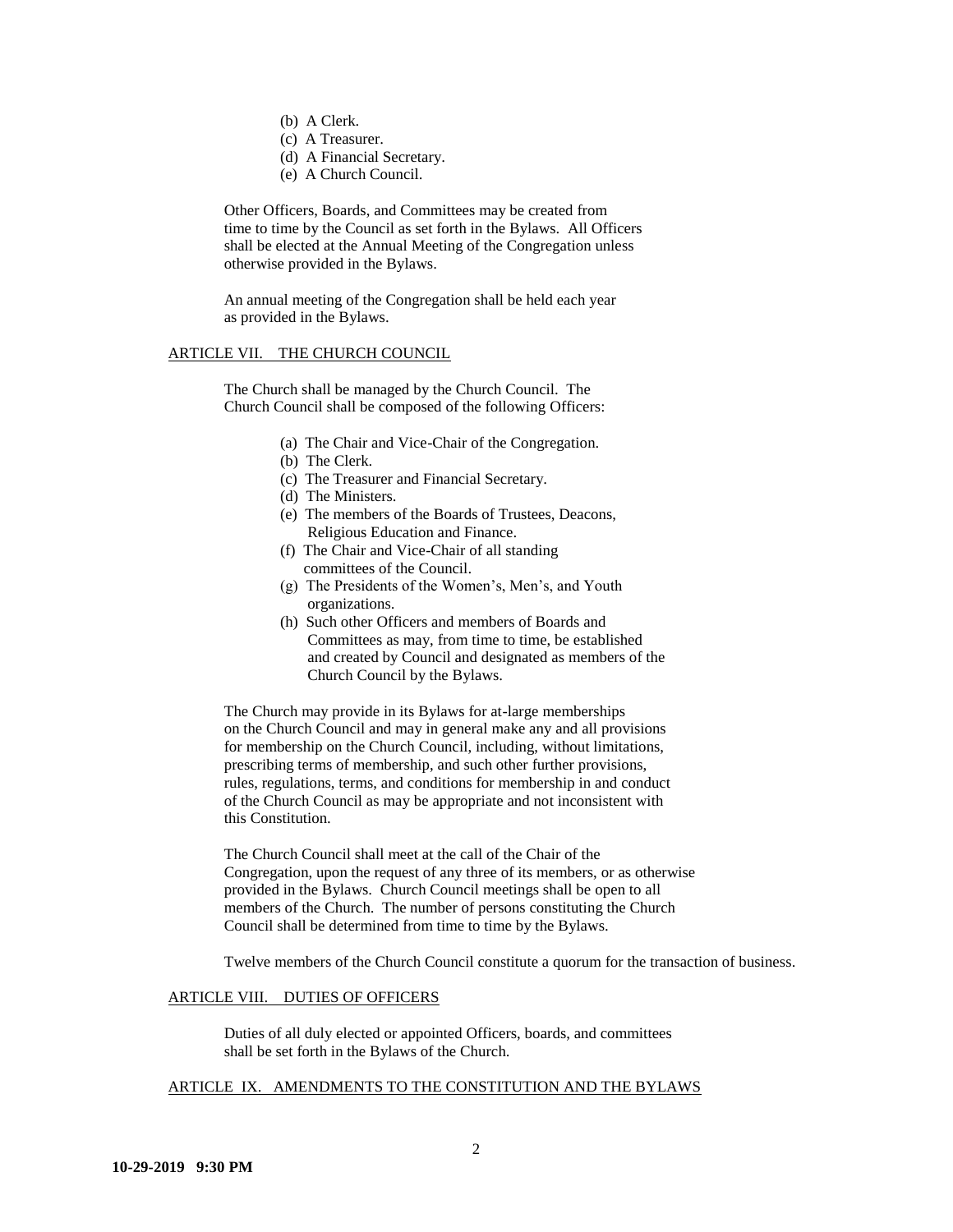(b) A Clerk.
(c) A Treasurer.
(d) A Financial Secretary.
(e) A Church Council.

Other Officers, Boards, and Committees may be created from time to time by the Council as set forth in the Bylaws. All Officers shall be elected at the Annual Meeting of the Congregation unless otherwise provided in the Bylaws.

An annual meeting of the Congregation shall be held each year as provided in the Bylaws.

## ARTICLE VII. THE CHURCH COUNCIL

The Church shall be managed by the Church Council. The Church Council shall be composed of the following Officers:

(a) The Chair and Vice-Chair of the Congregation.
(b) The Clerk.
(c) The Treasurer and Financial Secretary.
(d) The Ministers.
(e) The members of the Boards of Trustees, Deacons, Religious Education and Finance.
(f) The Chair and Vice-Chair of all standing committees of the Council.
(g) The Presidents of the Women's, Men's, and Youth organizations.
(h) Such other Officers and members of Boards and Committees as may, from time to time, be established and created by Council and designated as members of the Church Council by the Bylaws.

The Church may provide in its Bylaws for at-large memberships on the Church Council and may in general make any and all provisions for membership on the Church Council, including, without limitations, prescribing terms of membership, and such other further provisions, rules, regulations, terms, and conditions for membership in and conduct of the Church Council as may be appropriate and not inconsistent with this Constitution.

The Church Council shall meet at the call of the Chair of the Congregation, upon the request of any three of its members, or as otherwise provided in the Bylaws. Church Council meetings shall be open to all members of the Church. The number of persons constituting the Church Council shall be determined from time to time by the Bylaws.

Twelve members of the Church Council constitute a quorum for the transaction of business.

## ARTICLE VIII. DUTIES OF OFFICERS

Duties of all duly elected or appointed Officers, boards, and committees shall be set forth in the Bylaws of the Church.

## ARTICLE IX. AMENDMENTS TO THE CONSTITUTION AND THE BYLAWS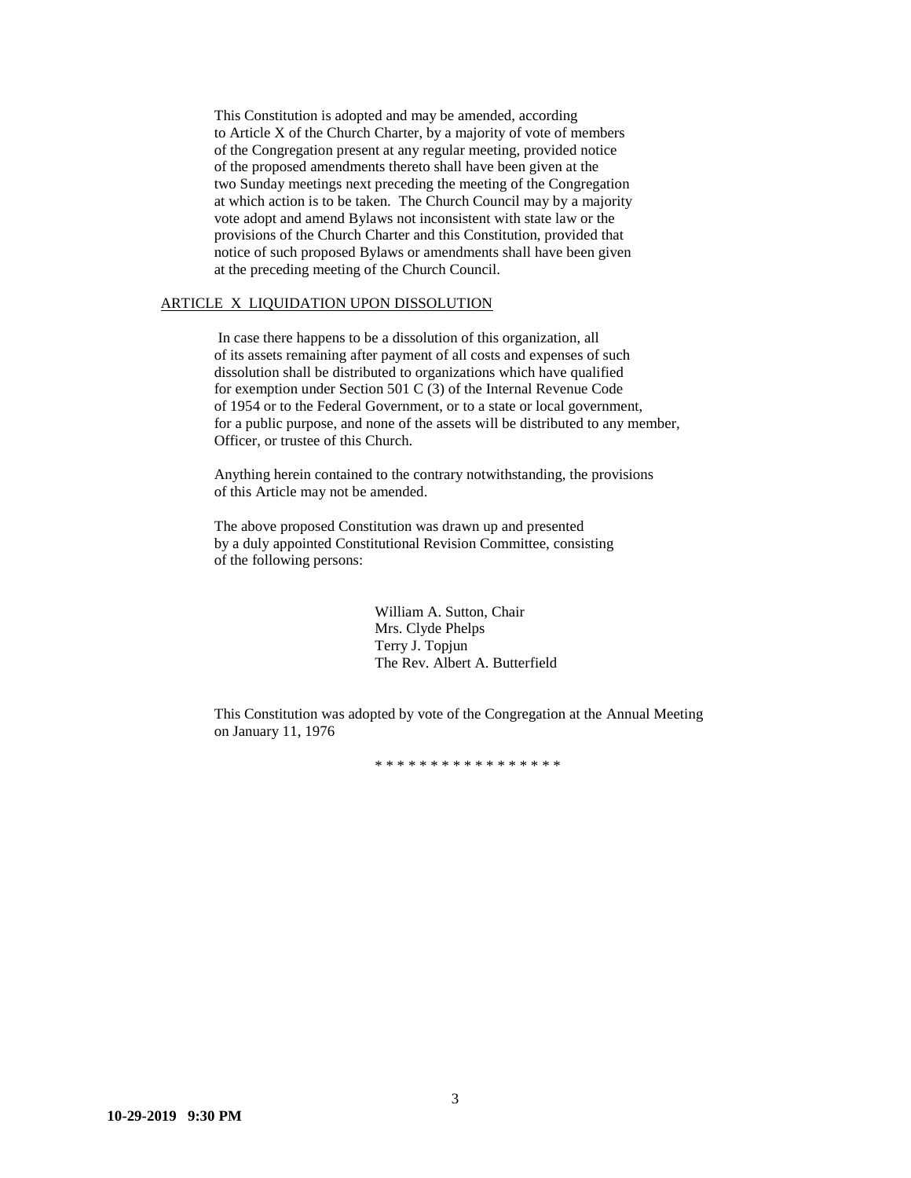This Constitution is adopted and may be amended, according to Article X of the Church Charter, by a majority of vote of members of the Congregation present at any regular meeting, provided notice of the proposed amendments thereto shall have been given at the two Sunday meetings next preceding the meeting of the Congregation at which action is to be taken. The Church Council may by a majority vote adopt and amend Bylaws not inconsistent with state law or the provisions of the Church Charter and this Constitution, provided that notice of such proposed Bylaws or amendments shall have been given at the preceding meeting of the Church Council.

## ARTICLE X LIQUIDATION UPON DISSOLUTION

In case there happens to be a dissolution of this organization, all of its assets remaining after payment of all costs and expenses of such dissolution shall be distributed to organizations which have qualified for exemption under Section 501 C (3) of the Internal Revenue Code of 1954 or to the Federal Government, or to a state or local government, for a public purpose, and none of the assets will be distributed to any member, Officer, or trustee of this Church.

Anything herein contained to the contrary notwithstanding, the provisions of this Article may not be amended.

The above proposed Constitution was drawn up and presented by a duly appointed Constitutional Revision Committee, consisting of the following persons:

William A. Sutton, Chair
Mrs. Clyde Phelps
Terry J. Topjun
The Rev. Albert A. Butterfield

This Constitution was adopted by vote of the Congregation at the Annual Meeting on January 11, 1976

* * * * * * * * * * * * * * * * *

**10-29-2019 9:30 PM**